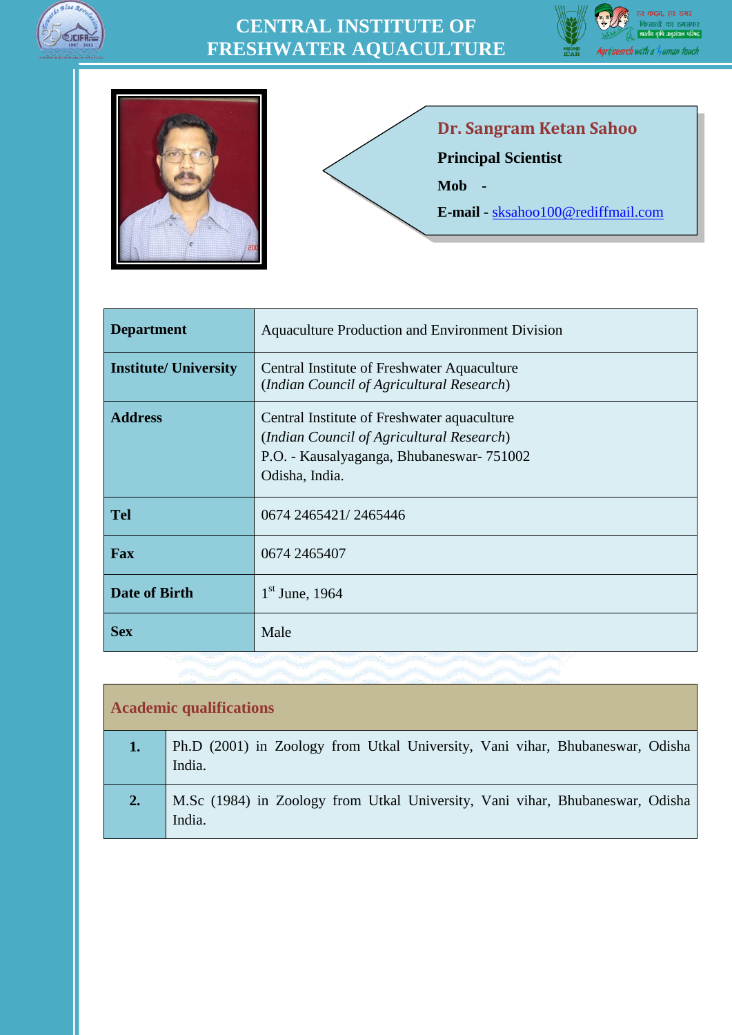# CENTRAL INSTITUTE OF FRESHWATER AQUACULTURE

## Dr. Sangram Ketan Sahoo

**Principal Scientist**

**Mob** -

**E-mail** - sksahoo100@rediffmail.com

| **Department** | Aquaculture Production and Environment Division |
|---|---|
| **Institute/ University** | Central Institute of Freshwater Aquaculture (*Indian Council of Agricultural Research*) |
| **Address** | Central Institute of Freshwater aquaculture (*Indian Council of Agricultural Research*) P.O. - Kausalyaganga, Bhubaneswar- 751002 Odisha, India. |
| **Tel** | 0674 2465421/ 2465446 |
| **Fax** | 0674 2465407 |
| **Date of Birth** | 1st June, 1964 |
| **Sex** | Male |

| **Academic qualifications** | |
|---|---|
| **1.** | Ph.D (2001) in Zoology from Utkal University, Vani vihar, Bhubaneswar, Odisha India. |
| **2.** | M.Sc (1984) in Zoology from Utkal University, Vani vihar, Bhubaneswar, Odisha India. |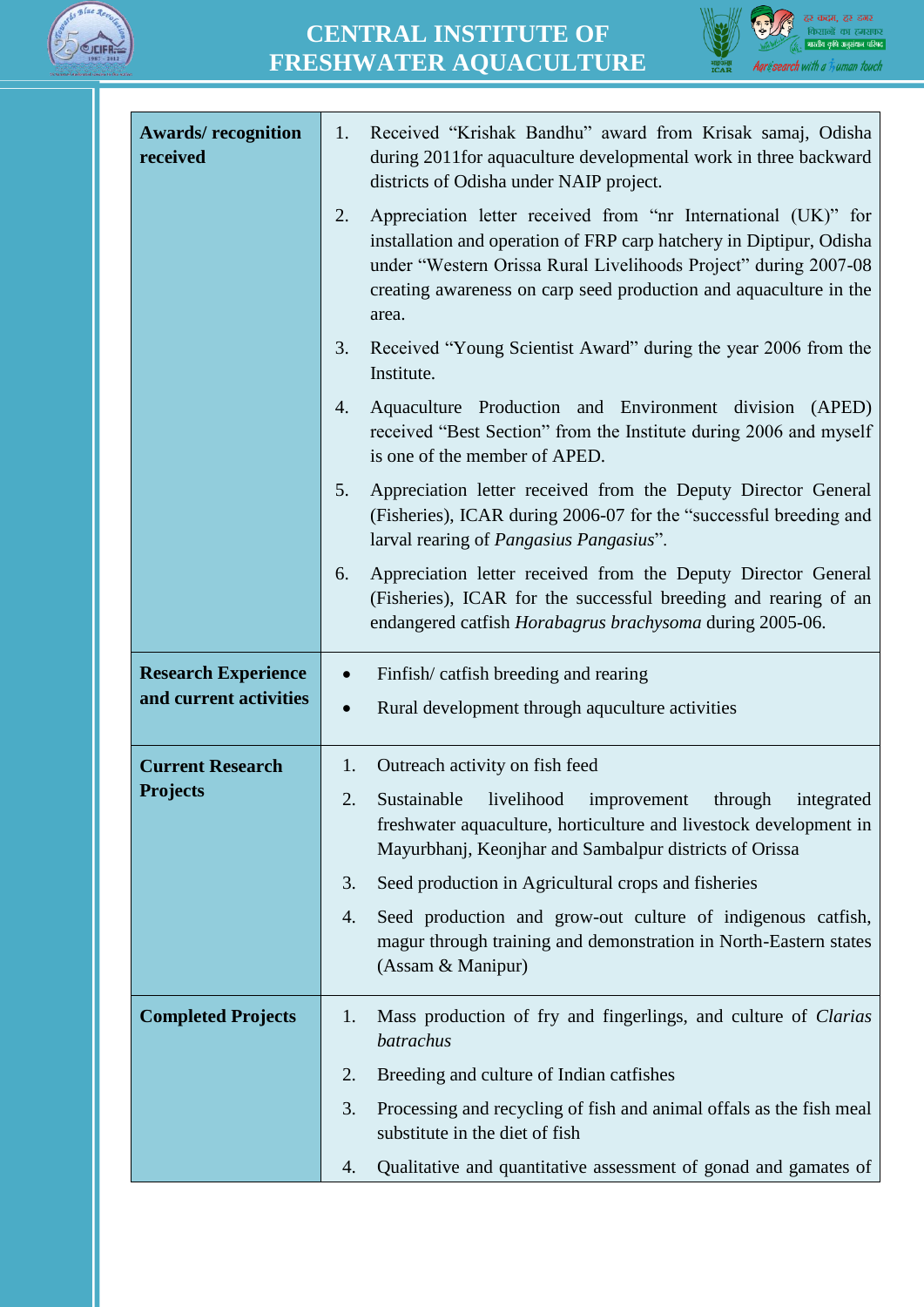| | |
|---|---|
| **Awards/ recognition received** | 1. Received “Krishak Bandhu” award from Krisak samaj, Odisha during 2011for aquaculture developmental work in three backward districts of Odisha under NAIP project.<br>2. Appreciation letter received from “nr International (UK)” for installation and operation of FRP carp hatchery in Diptipur, Odisha under “Western Orissa Rural Livelihoods Project” during 2007-08 creating awareness on carp seed production and aquaculture in the area.<br>3. Received “Young Scientist Award” during the year 2006 from the Institute.<br>4. Aquaculture Production and Environment division (APED) received “Best Section” from the Institute during 2006 and myself is one of the member of APED.<br>5. Appreciation letter received from the Deputy Director General (Fisheries), ICAR during 2006-07 for the “successful breeding and larval rearing of *Pangasius Pangasius*”.<br>6. Appreciation letter received from the Deputy Director General (Fisheries), ICAR for the successful breeding and rearing of an endangered catfish *Horabagrus brachysoma* during 2005-06. |
| **Research Experience and current activities** | • Finfish/ catfish breeding and rearing<br>• Rural development through aquculture activities |
| **Current Research Projects** | 1. Outreach activity on fish feed<br>2. Sustainable livelihood improvement through integrated freshwater aquaculture, horticulture and livestock development in Mayurbhanj, Keonjhar and Sambalpur districts of Orissa<br>3. Seed production in Agricultural crops and fisheries<br>4. Seed production and grow-out culture of indigenous catfish, magur through training and demonstration in North-Eastern states (Assam & Manipur) |
| **Completed Projects** | 1. Mass production of fry and fingerlings, and culture of *Clarias batrachus*<br>2. Breeding and culture of Indian catfishes<br>3. Processing and recycling of fish and animal offals as the fish meal substitute in the diet of fish<br>4. Qualitative and quantitative assessment of gonad and gamates of |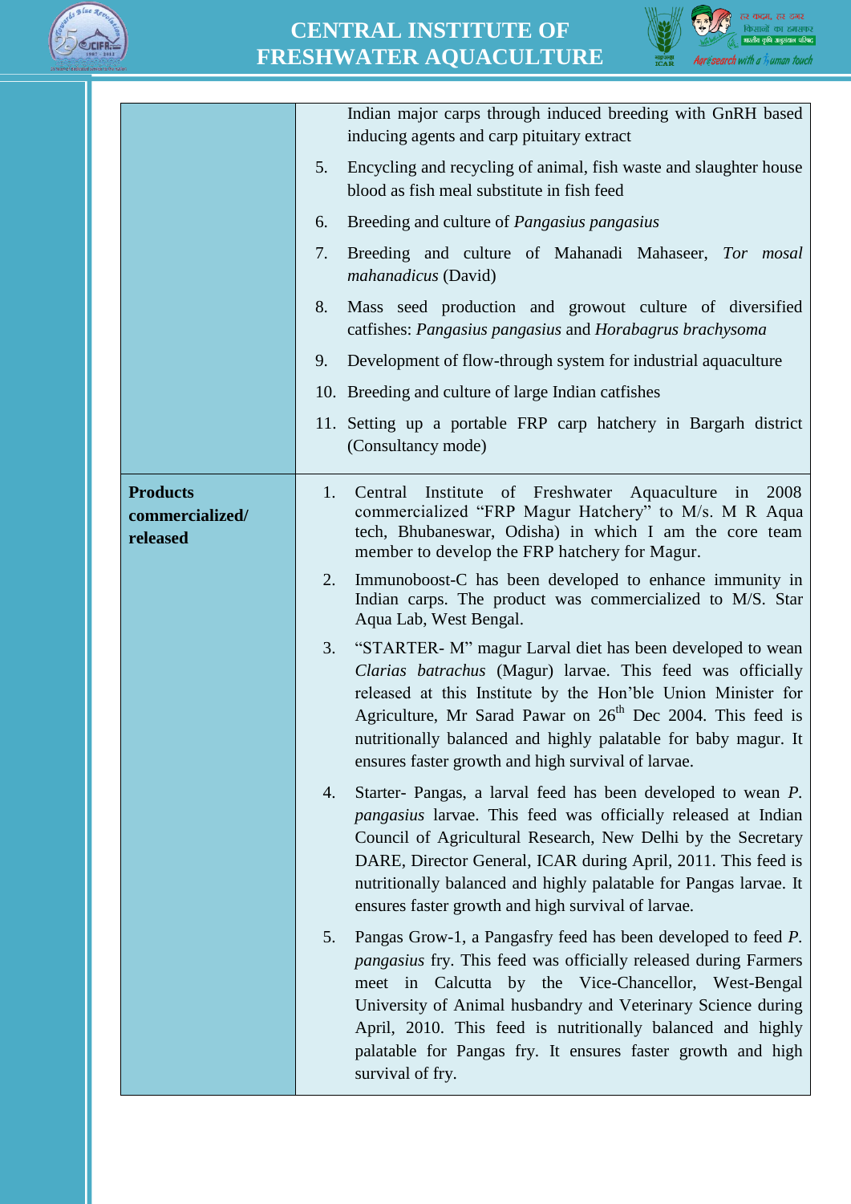| | |
|---|---|
| | Indian major carps through induced breeding with GnRH based inducing agents and carp pituitary extract<br>5. Encycling and recycling of animal, fish waste and slaughter house blood as fish meal substitute in fish feed<br>6. Breeding and culture of *Pangasius pangasius*<br>7. Breeding and culture of Mahanadi Mahaseer, *Tor mosal mahanadicus* (David)<br>8. Mass seed production and growout culture of diversified catfishes: *Pangasius pangasius* and *Horabagrus brachysoma*<br>9. Development of flow-through system for industrial aquaculture<br>10. Breeding and culture of large Indian catfishes<br>11. Setting up a portable FRP carp hatchery in Bargarh district (Consultancy mode) |
| **Products commercialized/ released** | 1. Central Institute of Freshwater Aquaculture in 2008 commercialized "FRP Magur Hatchery" to M/s. M R Aqua tech, Bhubaneswar, Odisha) in which I am the core team member to develop the FRP hatchery for Magur.<br>2. Immunoboost-C has been developed to enhance immunity in Indian carps. The product was commercialized to M/S. Star Aqua Lab, West Bengal.<br>3. "STARTER- M" magur Larval diet has been developed to wean *Clarias batrachus* (Magur) larvae. This feed was officially released at this Institute by the Hon'ble Union Minister for Agriculture, Mr Sarad Pawar on 26th Dec 2004. This feed is nutritionally balanced and highly palatable for baby magur. It ensures faster growth and high survival of larvae.<br>4. Starter- Pangas, a larval feed has been developed to wean *P. pangasius* larvae. This feed was officially released at Indian Council of Agricultural Research, New Delhi by the Secretary DARE, Director General, ICAR during April, 2011. This feed is nutritionally balanced and highly palatable for Pangas larvae. It ensures faster growth and high survival of larvae.<br>5. Pangas Grow-1, a Pangasfry feed has been developed to feed *P. pangasius* fry. This feed was officially released during Farmers meet in Calcutta by the Vice-Chancellor, West-Bengal University of Animal husbandry and Veterinary Science during April, 2010. This feed is nutritionally balanced and highly palatable for Pangas fry. It ensures faster growth and high survival of fry. |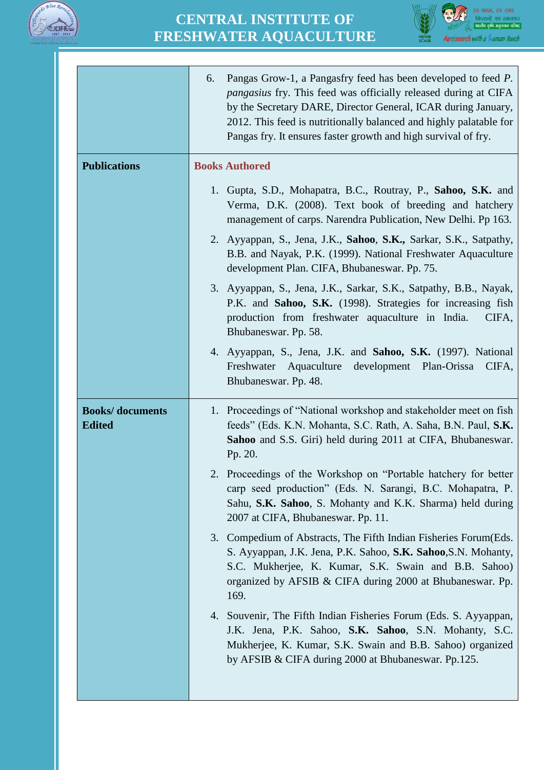| | |
|---|---|
| | 6. Pangas Grow-1, a Pangasfry feed has been developed to feed *P. pangasius* fry. This feed was officially released during at CIFA by the Secretary DARE, Director General, ICAR during January, 2012. This feed is nutritionally balanced and highly palatable for Pangas fry. It ensures faster growth and high survival of fry. |
| **Publications** | **Books Authored**<br><br>1. Gupta, S.D., Mohapatra, B.C., Routray, P., **Sahoo, S.K.** and Verma, D.K. (2008). Text book of breeding and hatchery management of carps. Narendra Publication, New Delhi. Pp 163.<br>2. Ayyappan, S., Jena, J.K., **Sahoo**, **S.K.,** Sarkar, S.K., Satpathy, B.B. and Nayak, P.K. (1999). National Freshwater Aquaculture development Plan. CIFA, Bhubaneswar. Pp. 75.<br>3. Ayyappan, S., Jena, J.K., Sarkar, S.K., Satpathy, B.B., Nayak, P.K. and **Sahoo, S.K.** (1998). Strategies for increasing fish production from freshwater aquaculture in India. CIFA, Bhubaneswar. Pp. 58.<br>4. Ayyappan, S., Jena, J.K. and **Sahoo, S.K.** (1997). National Freshwater Aquaculture development Plan-Orissa CIFA, Bhubaneswar. Pp. 48. |
| **Books/ documents Edited** | 1. Proceedings of "National workshop and stakeholder meet on fish feeds" (Eds. K.N. Mohanta, S.C. Rath, A. Saha, B.N. Paul, **S.K. Sahoo** and S.S. Giri) held during 2011 at CIFA, Bhubaneswar. Pp. 20.<br>2. Proceedings of the Workshop on "Portable hatchery for better carp seed production" (Eds. N. Sarangi, B.C. Mohapatra, P. Sahu, **S.K. Sahoo**, S. Mohanty and K.K. Sharma) held during 2007 at CIFA, Bhubaneswar. Pp. 11.<br>3. Compedium of Abstracts, The Fifth Indian Fisheries Forum(Eds. S. Ayyappan, J.K. Jena, P.K. Sahoo, **S.K. Sahoo**,S.N. Mohanty, S.C. Mukherjee, K. Kumar, S.K. Swain and B.B. Sahoo) organized by AFSIB & CIFA during 2000 at Bhubaneswar. Pp. 169.<br>4. Souvenir, The Fifth Indian Fisheries Forum (Eds. S. Ayyappan, J.K. Jena, P.K. Sahoo, **S.K. Sahoo**, S.N. Mohanty, S.C. Mukherjee, K. Kumar, S.K. Swain and B.B. Sahoo) organized by AFSIB & CIFA during 2000 at Bhubaneswar. Pp.125. |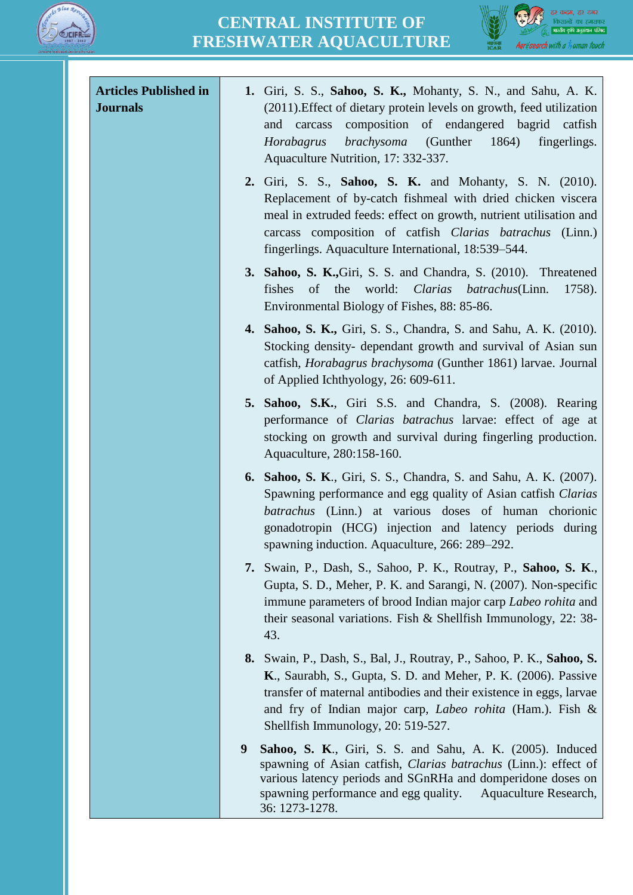| **Articles Published in Journals** | 1. Giri, S. S., **Sahoo, S. K.,** Mohanty, S. N., and Sahu, A. K. (2011).Effect of dietary protein levels on growth, feed utilization and carcass composition of endangered bagrid catfish *Horabagrus brachysoma* (Gunther 1864) fingerlings. Aquaculture Nutrition, 17: 332-337.<br><br>2. Giri, S. S., **Sahoo, S. K.** and Mohanty, S. N. (2010). Replacement of by-catch fishmeal with dried chicken viscera meal in extruded feeds: effect on growth, nutrient utilisation and carcass composition of catfish *Clarias batrachus* (Linn.) fingerlings. Aquaculture International, 18:539–544.<br><br>3. **Sahoo, S. K.,**Giri, S. S. and Chandra, S. (2010). Threatened fishes of the world: *Clarias batrachus*(Linn. 1758). Environmental Biology of Fishes, 88: 85-86.<br><br>4. **Sahoo, S. K.,** Giri, S. S., Chandra, S. and Sahu, A. K. (2010). Stocking density- dependant growth and survival of Asian sun catfish, *Horabagrus brachysoma* (Gunther 1861) larvae. Journal of Applied Ichthyology, 26: 609-611.<br><br>5. **Sahoo, S.K.**, Giri S.S. and Chandra, S. (2008). Rearing performance of *Clarias batrachus* larvae: effect of age at stocking on growth and survival during fingerling production. Aquaculture, 280:158-160.<br><br>6. **Sahoo, S. K**., Giri, S. S., Chandra, S. and Sahu, A. K. (2007). Spawning performance and egg quality of Asian catfish *Clarias batrachus* (Linn.) at various doses of human chorionic gonadotropin (HCG) injection and latency periods during spawning induction. Aquaculture, 266: 289–292.<br><br>7. Swain, P., Dash, S., Sahoo, P. K., Routray, P., **Sahoo, S. K.**, Gupta, S. D., Meher, P. K. and Sarangi, N. (2007). Non-specific immune parameters of brood Indian major carp *Labeo rohita* and their seasonal variations. Fish & Shellfish Immunology, 22: 38-43.<br><br>8. Swain, P., Dash, S., Bal, J., Routray, P., Sahoo, P. K., **Sahoo, S. K**., Saurabh, S., Gupta, S. D. and Meher, P. K. (2006). Passive transfer of maternal antibodies and their existence in eggs, larvae and fry of Indian major carp, *Labeo rohita* (Ham.). Fish & Shellfish Immunology, 20: 519-527.<br><br>9 **Sahoo, S. K**., Giri, S. S. and Sahu, A. K. (2005). Induced spawning of Asian catfish, *Clarias batrachus* (Linn.): effect of various latency periods and SGnRHa and domperidone doses on spawning performance and egg quality. Aquaculture Research, 36: 1273-1278. |
|---|---|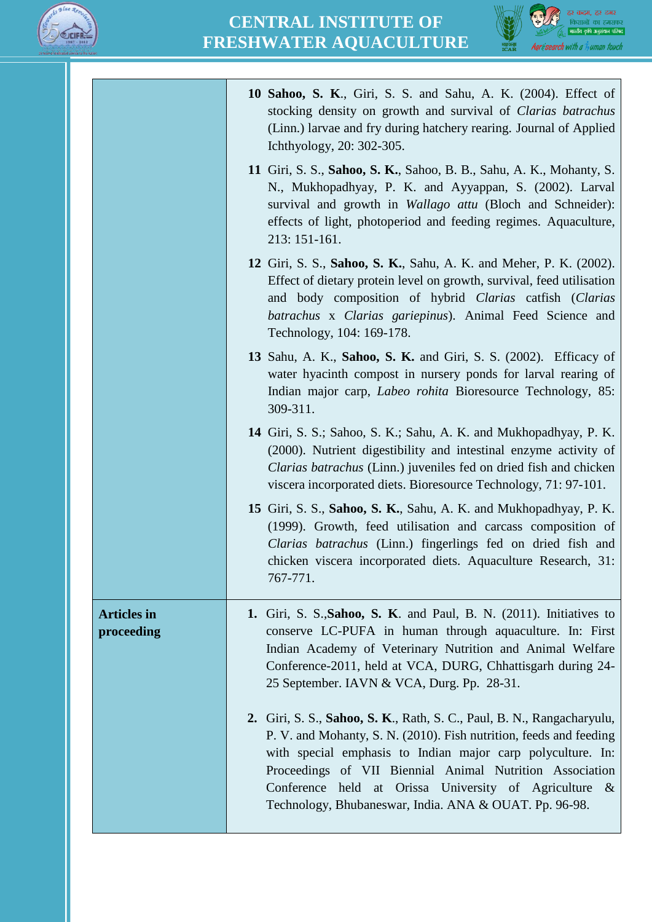| | |
|---|---|
| | **10** **Sahoo, S. K**., Giri, S. S. and Sahu, A. K. (2004). Effect of stocking density on growth and survival of *Clarias batrachus* (Linn.) larvae and fry during hatchery rearing. Journal of Applied Ichthyology, 20: 302-305.<br><br>**11** Giri, S. S., **Sahoo, S. K.**, Sahoo, B. B., Sahu, A. K., Mohanty, S. N., Mukhopadhyay, P. K. and Ayyappan, S. (2002). Larval survival and growth in *Wallago attu* (Bloch and Schneider): effects of light, photoperiod and feeding regimes. Aquaculture, 213: 151-161.<br><br>**12** Giri, S. S., **Sahoo, S. K.**, Sahu, A. K. and Meher, P. K. (2002). Effect of dietary protein level on growth, survival, feed utilisation and body composition of hybrid *Clarias* catfish (*Clarias batrachus* x *Clarias gariepinus*). Animal Feed Science and Technology, 104: 169-178.<br><br>**13** Sahu, A. K., **Sahoo, S. K.** and Giri, S. S. (2002). Efficacy of water hyacinth compost in nursery ponds for larval rearing of Indian major carp, *Labeo rohita* Bioresource Technology, 85: 309-311.<br><br>**14** Giri, S. S.; Sahoo, S. K.; Sahu, A. K. and Mukhopadhyay, P. K. (2000). Nutrient digestibility and intestinal enzyme activity of *Clarias batrachus* (Linn.) juveniles fed on dried fish and chicken viscera incorporated diets. Bioresource Technology, 71: 97-101.<br><br>**15** Giri, S. S., **Sahoo, S. K.**, Sahu, A. K. and Mukhopadhyay, P. K. (1999). Growth, feed utilisation and carcass composition of *Clarias batrachus* (Linn.) fingerlings fed on dried fish and chicken viscera incorporated diets. Aquaculture Research, 31: 767-771. |
| **Articles in proceeding** | **1.** Giri, S. S.,**Sahoo, S. K**. and Paul, B. N. (2011). Initiatives to conserve LC-PUFA in human through aquaculture. In: First Indian Academy of Veterinary Nutrition and Animal Welfare Conference-2011, held at VCA, DURG, Chhattisgarh during 24-25 September. IAVN & VCA, Durg. Pp. 28-31.<br><br>**2.** Giri, S. S., **Sahoo, S. K**., Rath, S. C., Paul, B. N., Rangacharyulu, P. V. and Mohanty, S. N. (2010). Fish nutrition, feeds and feeding with special emphasis to Indian major carp polyculture. In: Proceedings of VII Biennial Animal Nutrition Association Conference held at Orissa University of Agriculture & Technology, Bhubaneswar, India. ANA & OUAT. Pp. 96-98. |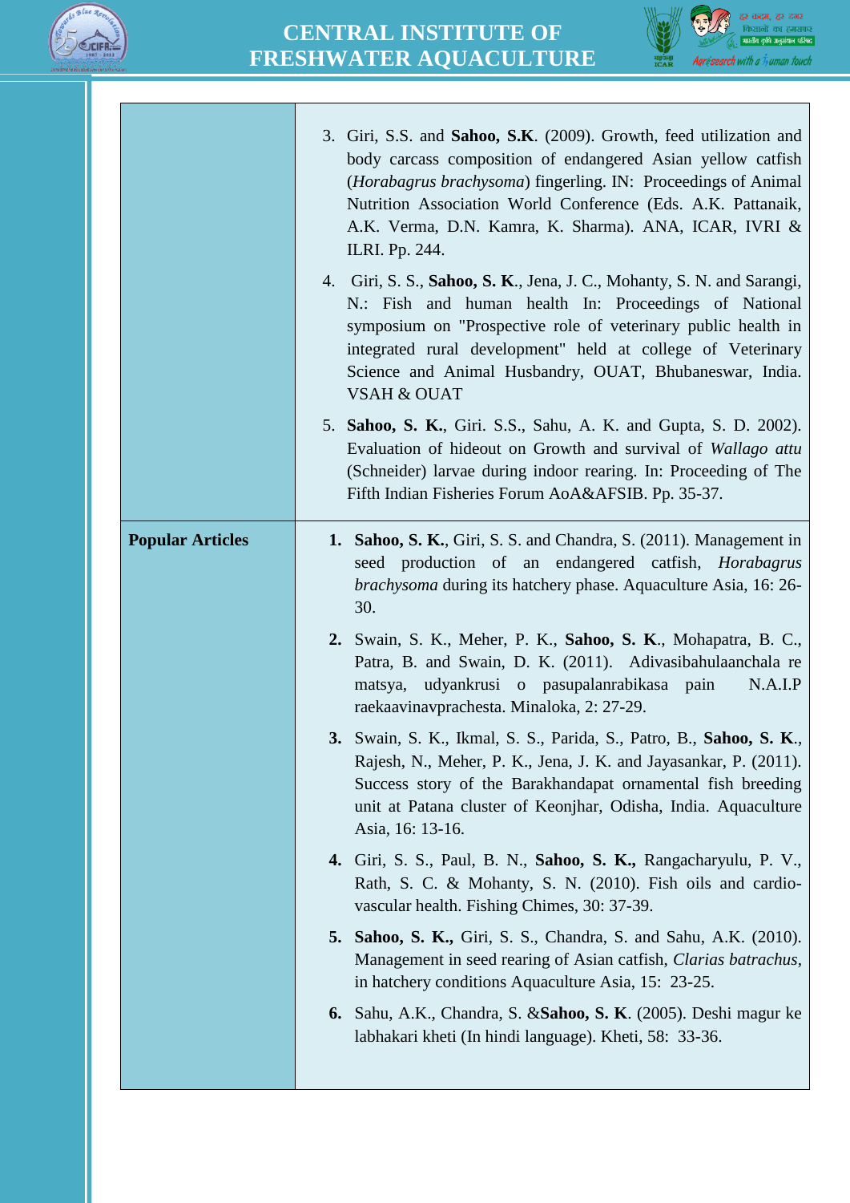| | |
|---|---|
| | 3. Giri, S.S. and **Sahoo, S.K**. (2009). Growth, feed utilization and body carcass composition of endangered Asian yellow catfish (*Horabagrus brachysoma*) fingerling. IN: Proceedings of Animal Nutrition Association World Conference (Eds. A.K. Pattanaik, A.K. Verma, D.N. Kamra, K. Sharma). ANA, ICAR, IVRI & ILRI. Pp. 244.<br>4. Giri, S. S., **Sahoo, S. K**., Jena, J. C., Mohanty, S. N. and Sarangi, N.: Fish and human health In: Proceedings of National symposium on "Prospective role of veterinary public health in integrated rural development" held at college of Veterinary Science and Animal Husbandry, OUAT, Bhubaneswar, India. VSAH & OUAT<br>5. **Sahoo, S. K.**, Giri. S.S., Sahu, A. K. and Gupta, S. D. 2002). Evaluation of hideout on Growth and survival of *Wallago attu* (Schneider) larvae during indoor rearing. In: Proceeding of The Fifth Indian Fisheries Forum AoA&AFSIB. Pp. 35-37. |
| **Popular Articles** | **1.** **Sahoo, S. K.**, Giri, S. S. and Chandra, S. (2011). Management in seed production of an endangered catfish, *Horabagrus brachysoma* during its hatchery phase. Aquaculture Asia, 16: 26-30.<br>**2.** Swain, S. K., Meher, P. K., **Sahoo, S. K**., Mohapatra, B. C., Patra, B. and Swain, D. K. (2011). Adivasibahulaanchala re matsya, udyankrusi o pasupalanrabikasa pain N.A.I.P raekaavinavprachesta. Minaloka, 2: 27-29.<br>**3.** Swain, S. K., Ikmal, S. S., Parida, S., Patro, B., **Sahoo, S. K**., Rajesh, N., Meher, P. K., Jena, J. K. and Jayasankar, P. (2011). Success story of the Barakhandapat ornamental fish breeding unit at Patana cluster of Keonjhar, Odisha, India. Aquaculture Asia, 16: 13-16.<br>**4.** Giri, S. S., Paul, B. N., **Sahoo, S. K.,** Rangacharyulu, P. V., Rath, S. C. & Mohanty, S. N. (2010). Fish oils and cardio-vascular health. Fishing Chimes, 30: 37-39.<br>**5.** **Sahoo, S. K.,** Giri, S. S., Chandra, S. and Sahu, A.K. (2010). Management in seed rearing of Asian catfish, *Clarias batrachus*, in hatchery conditions Aquaculture Asia, 15: 23-25.<br>**6.** Sahu, A.K., Chandra, S. &**Sahoo, S. K**. (2005). Deshi magur ke labhakari kheti (In hindi language). Kheti, 58: 33-36. |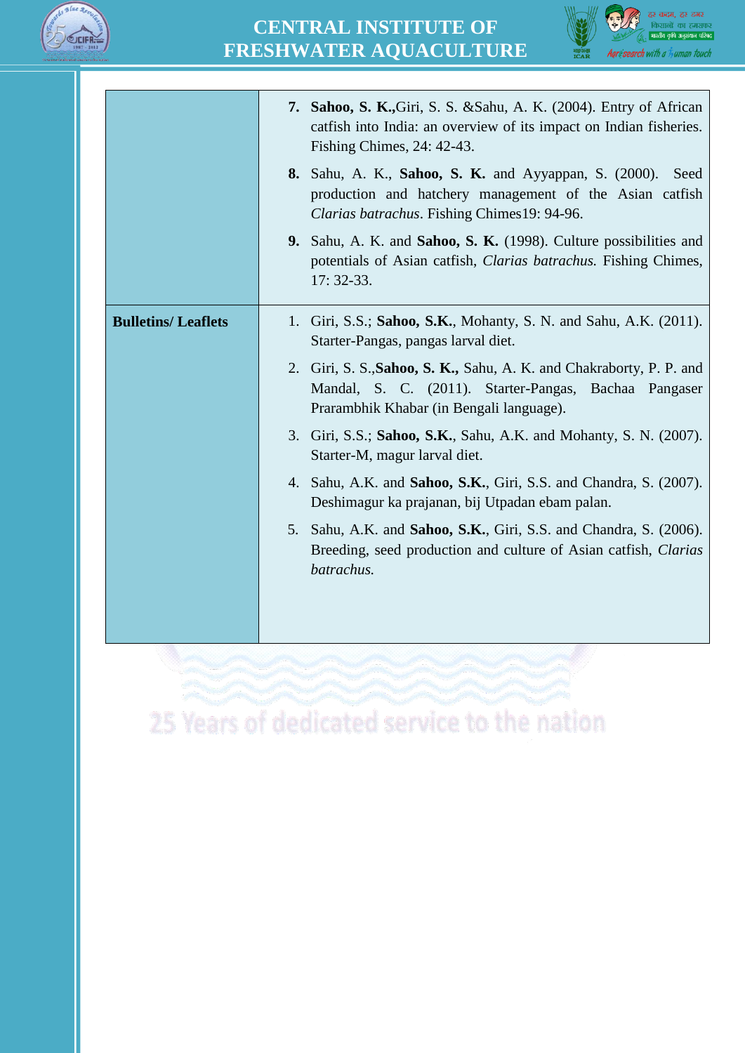| | |
|---|---|
| | **7. Sahoo, S. K.,**Giri, S. S. &Sahu, A. K. (2004). Entry of African catfish into India: an overview of its impact on Indian fisheries. Fishing Chimes, 24: 42-43.<br><br>**8.** Sahu, A. K., **Sahoo, S. K.** and Ayyappan, S. (2000). Seed production and hatchery management of the Asian catfish *Clarias batrachus*. Fishing Chimes19: 94-96.<br><br>**9.** Sahu, A. K. and **Sahoo, S. K.** (1998). Culture possibilities and potentials of Asian catfish, *Clarias batrachus.* Fishing Chimes, 17: 32-33. |
| **Bulletins/ Leaflets** | 1. Giri, S.S.; **Sahoo, S.K.**, Mohanty, S. N. and Sahu, A.K. (2011). Starter-Pangas, pangas larval diet.<br><br>2. Giri, S. S.,**Sahoo, S. K.,** Sahu, A. K. and Chakraborty, P. P. and Mandal, S. C. (2011). Starter-Pangas, Bachaa Pangaser Prarambhik Khabar (in Bengali language).<br><br>3. Giri, S.S.; **Sahoo, S.K.**, Sahu, A.K. and Mohanty, S. N. (2007). Starter-M, magur larval diet.<br><br>4. Sahu, A.K. and **Sahoo, S.K.**, Giri, S.S. and Chandra, S. (2007). Deshimagur ka prajanan, bij Utpadan ebam palan.<br><br>5. Sahu, A.K. and **Sahoo, S.K.**, Giri, S.S. and Chandra, S. (2006). Breeding, seed production and culture of Asian catfish, *Clarias batrachus.* |